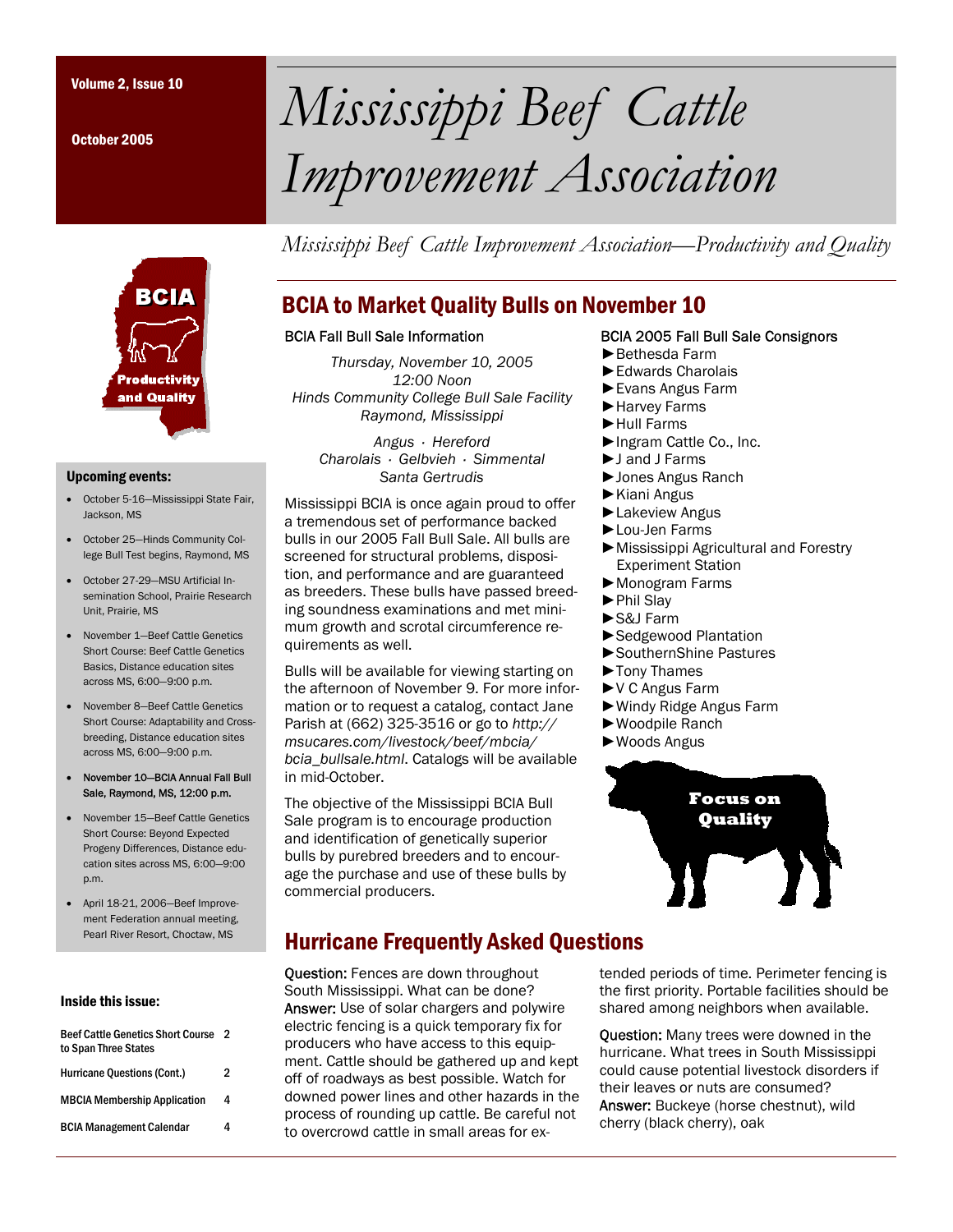Volume 2, Issue 10

October 2005

# Mississippi Beef Cattle Improvement Association

*Mississippi Beef Cattle Improvement Association—Productivity and Quality*

BCIA

Productivity and Quality

## BCIA to Market Quality Bulls on November 10

### BCIA Fall Bull Sale Information

*Thursday, November 10, 2005*
*12:00 Noon*
*Hinds Community College Bull Sale Facility*
*Raymond, Mississippi*

*Angus · Hereford*
*Charolais · Gelbvieh · Simmental*
*Santa Gertrudis*

Mississippi BCIA is once again proud to offer a tremendous set of performance backed bulls in our 2005 Fall Bull Sale. All bulls are screened for structural problems, disposition, and performance and are guaranteed as breeders. These bulls have passed breeding soundness examinations and met minimum growth and scrotal circumference requirements as well.

Bulls will be available for viewing starting on the afternoon of November 9. For more information or to request a catalog, contact Jane Parish at (662) 325-3516 or go to *http://msucares.com/livestock/beef/mbcia/bcia_bullsale.html*. Catalogs will be available in mid-October.

The objective of the Mississippi BCIA Bull Sale program is to encourage production and identification of genetically superior bulls by purebred breeders and to encourage the purchase and use of these bulls by commercial producers.

### BCIA 2005 Fall Bull Sale Consignors

- ►Bethesda Farm
- ►Edwards Charolais
- ►Evans Angus Farm
- ►Harvey Farms
- ►Hull Farms
- ►Ingram Cattle Co., Inc.
- ►J and J Farms
- ►Jones Angus Ranch
- ►Kiani Angus
- ►Lakeview Angus
- ►Lou-Jen Farms
- ►Mississippi Agricultural and Forestry Experiment Station
- ►Monogram Farms
- ►Phil Slay
- ►S&J Farm
- ►Sedgewood Plantation
- ►SouthernShine Pastures
- ►Tony Thames
- ►V C Angus Farm
- ►Windy Ridge Angus Farm
- ►Woodpile Ranch
- ►Woods Angus

**Focus on Quality**

## Hurricane Frequently Asked Questions

**Question:** Fences are down throughout South Mississippi. What can be done?
**Answer:** Use of solar chargers and polywire electric fencing is a quick temporary fix for producers who have access to this equipment. Cattle should be gathered up and kept off of roadways as best possible. Watch for downed power lines and other hazards in the process of rounding up cattle. Be careful not to overcrowd cattle in small areas for extended periods of time. Perimeter fencing is the first priority. Portable facilities should be shared among neighbors when available.

**Question:** Many trees were downed in the hurricane. What trees in South Mississippi could cause potential livestock disorders if their leaves or nuts are consumed?
**Answer:** Buckeye (horse chestnut), wild cherry (black cherry), oak

### Upcoming events:

- October 5-16—Mississippi State Fair, Jackson, MS
- October 25—Hinds Community College Bull Test begins, Raymond, MS
- October 27-29—MSU Artificial Insemination School, Prairie Research Unit, Prairie, MS
- November 1—Beef Cattle Genetics Short Course: Beef Cattle Genetics Basics, Distance education sites across MS, 6:00—9:00 p.m.
- November 8—Beef Cattle Genetics Short Course: Adaptability and Crossbreeding, Distance education sites across MS, 6:00—9:00 p.m.
- **November 10—BCIA Annual Fall Bull Sale, Raymond, MS, 12:00 p.m.**
- November 15—Beef Cattle Genetics Short Course: Beyond Expected Progeny Differences, Distance education sites across MS, 6:00—9:00 p.m.
- April 18-21, 2006—Beef Improvement Federation annual meeting, Pearl River Resort, Choctaw, MS

### Inside this issue:

| | |
|---|---|
| Beef Cattle Genetics Short Course to Span Three States | 2 |
| Hurricane Questions (Cont.) | 2 |
| MBCIA Membership Application | 4 |
| BCIA Management Calendar | 4 |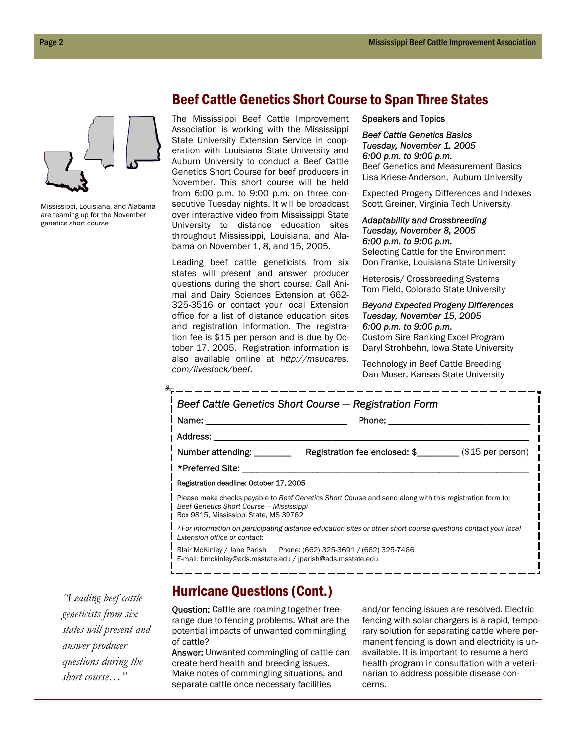## Beef Cattle Genetics Short Course to Span Three States

Mississippi, Louisiana, and Alabama are teaming up for the November genetics short course

The Mississippi Beef Cattle Improvement Association is working with the Mississippi State University Extension Service in cooperation with Louisiana State University and Auburn University to conduct a Beef Cattle Genetics Short Course for beef producers in November. This short course will be held from 6:00 p.m. to 9:00 p.m. on three consecutive Tuesday nights. It will be broadcast over interactive video from Mississippi State University to distance education sites throughout Mississippi, Louisiana, and Alabama on November 1, 8, and 15, 2005.

Leading beef cattle geneticists from six states will present and answer producer questions during the short course. Call Animal and Dairy Sciences Extension at 662-325-3516 or contact your local Extension office for a list of distance education sites and registration information. The registration fee is $15 per person and is due by October 17, 2005. Registration information is also available online at *http://msucares.com/livestock/beef*.

Speakers and Topics

*Beef Cattle Genetics Basics*
*Tuesday, November 1, 2005*
*6:00 p.m. to 9:00 p.m.*
Beef Genetics and Measurement Basics
Lisa Kriese-Anderson, Auburn University

Expected Progeny Differences and Indexes
Scott Greiner, Virginia Tech University

*Adaptability and Crossbreeding*
*Tuesday, November 8, 2005*
*6:00 p.m. to 9:00 p.m.*
Selecting Cattle for the Environment
Don Franke, Louisiana State University

Heterosis/ Crossbreeding Systems
Tom Field, Colorado State University

*Beyond Expected Progeny Differences*
*Tuesday, November 15, 2005*
*6:00 p.m. to 9:00 p.m.*
Custom Sire Ranking Excel Program
Daryl Strohbehn, Iowa State University

Technology in Beef Cattle Breeding
Dan Moser, Kansas State University

---

*Beef Cattle Genetics Short Course — Registration Form*

Name: ____________________________ Phone: ____________________________

Address: ______________________________________________________________

Number attending: ________ Registration fee enclosed: $________ ($15 per person)

*Preferred Site: ______________________________________________________

Registration deadline: October 17, 2005

Please make checks payable to *Beef Genetics Short Course* and send along with this registration form to:
*Beef Genetics Short Course – Mississippi*
Box 9815, Mississippi State, MS 39762

**For information on participating distance education sites or other short course questions contact your local Extension office or contact:*

Blair McKinley / Jane Parish Phone: (662) 325-3691 / (662) 325-7466
E-mail: bmckinley@ads.msstate.edu / jparish@ads.msstate.edu

---

*"Leading beef cattle geneticists from six states will present and answer producer questions during the short course…"*

## Hurricane Questions (Cont.)

**Question:** Cattle are roaming together free-range due to fencing problems. What are the potential impacts of unwanted commingling of cattle?

**Answer:** Unwanted commingling of cattle can create herd health and breeding issues. Make notes of commingling situations, and separate cattle once necessary facilities and/or fencing issues are resolved. Electric fencing with solar chargers is a rapid, temporary solution for separating cattle where permanent fencing is down and electricity is unavailable. It is important to resume a herd health program in consultation with a veterinarian to address possible disease concerns.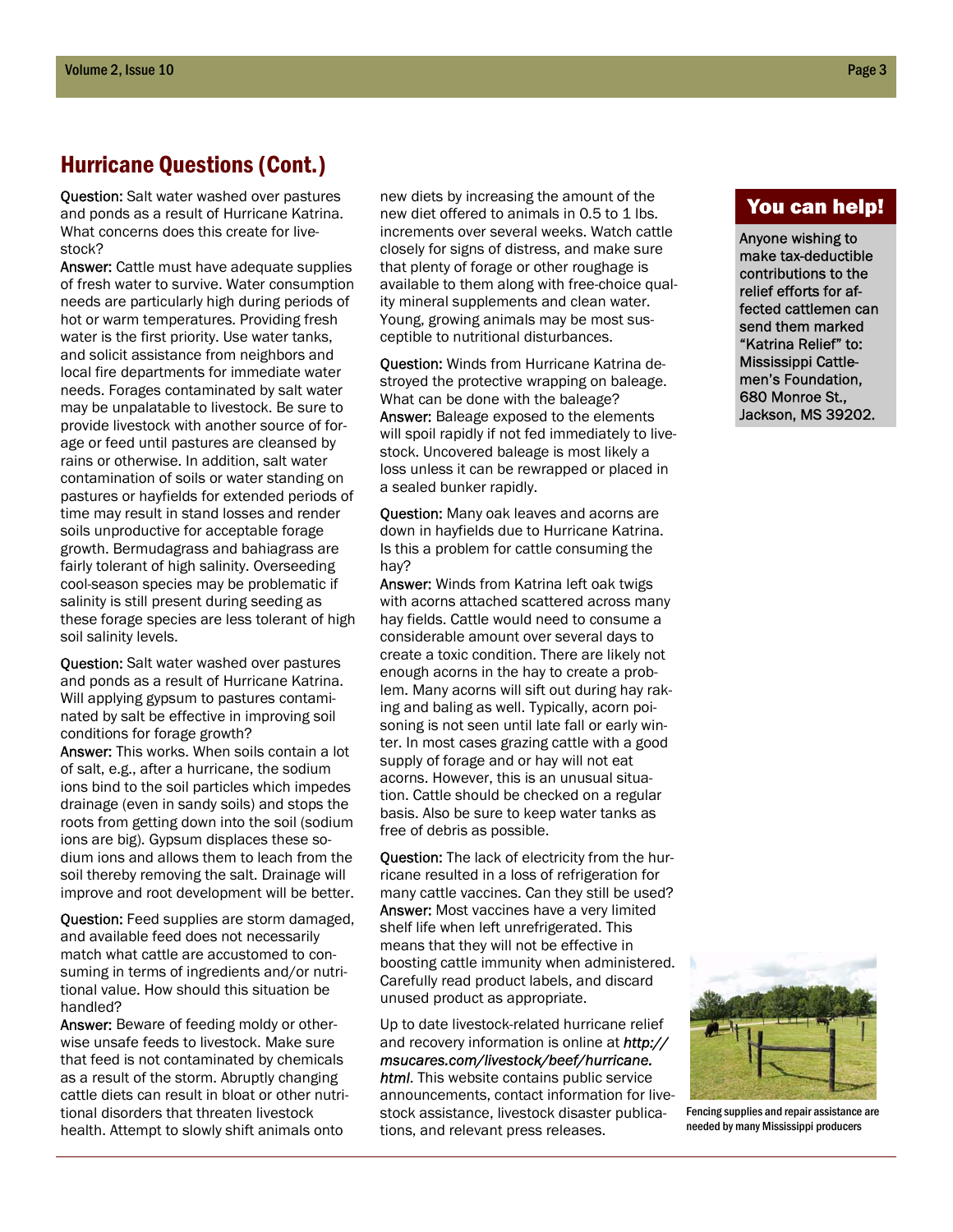## Hurricane Questions (Cont.)

**Question:** Salt water washed over pastures and ponds as a result of Hurricane Katrina. What concerns does this create for livestock?

**Answer:** Cattle must have adequate supplies of fresh water to survive. Water consumption needs are particularly high during periods of hot or warm temperatures. Providing fresh water is the first priority. Use water tanks, and solicit assistance from neighbors and local fire departments for immediate water needs. Forages contaminated by salt water may be unpalatable to livestock. Be sure to provide livestock with another source of forage or feed until pastures are cleansed by rains or otherwise. In addition, salt water contamination of soils or water standing on pastures or hayfields for extended periods of time may result in stand losses and render soils unproductive for acceptable forage growth. Bermudagrass and bahiagrass are fairly tolerant of high salinity. Overseeding cool-season species may be problematic if salinity is still present during seeding as these forage species are less tolerant of high soil salinity levels.

**Question:** Salt water washed over pastures and ponds as a result of Hurricane Katrina. Will applying gypsum to pastures contaminated by salt be effective in improving soil conditions for forage growth?

**Answer:** This works. When soils contain a lot of salt, e.g., after a hurricane, the sodium ions bind to the soil particles which impedes drainage (even in sandy soils) and stops the roots from getting down into the soil (sodium ions are big). Gypsum displaces these sodium ions and allows them to leach from the soil thereby removing the salt. Drainage will improve and root development will be better.

**Question:** Feed supplies are storm damaged, and available feed does not necessarily match what cattle are accustomed to consuming in terms of ingredients and/or nutritional value. How should this situation be handled?

**Answer:** Beware of feeding moldy or otherwise unsafe feeds to livestock. Make sure that feed is not contaminated by chemicals as a result of the storm. Abruptly changing cattle diets can result in bloat or other nutritional disorders that threaten livestock health. Attempt to slowly shift animals onto new diets by increasing the amount of the new diet offered to animals in 0.5 to 1 lbs. increments over several weeks. Watch cattle closely for signs of distress, and make sure that plenty of forage or other roughage is available to them along with free-choice quality mineral supplements and clean water. Young, growing animals may be most susceptible to nutritional disturbances.

**Question:** Winds from Hurricane Katrina destroyed the protective wrapping on baleage. What can be done with the baleage?

**Answer:** Baleage exposed to the elements will spoil rapidly if not fed immediately to livestock. Uncovered baleage is most likely a loss unless it can be rewrapped or placed in a sealed bunker rapidly.

**Question:** Many oak leaves and acorns are down in hayfields due to Hurricane Katrina. Is this a problem for cattle consuming the hay?

**Answer:** Winds from Katrina left oak twigs with acorns attached scattered across many hay fields. Cattle would need to consume a considerable amount over several days to create a toxic condition. There are likely not enough acorns in the hay to create a problem. Many acorns will sift out during hay raking and baling as well. Typically, acorn poisoning is not seen until late fall or early winter. In most cases grazing cattle with a good supply of forage and or hay will not eat acorns. However, this is an unusual situation. Cattle should be checked on a regular basis. Also be sure to keep water tanks as free of debris as possible.

**Question:** The lack of electricity from the hurricane resulted in a loss of refrigeration for many cattle vaccines. Can they still be used?

**Answer:** Most vaccines have a very limited shelf life when left unrefrigerated. This means that they will not be effective in boosting cattle immunity when administered. Carefully read product labels, and discard unused product as appropriate.

Up to date livestock-related hurricane relief and recovery information is online at ***http://msucares.com/livestock/beef/hurricane.html***. This website contains public service announcements, contact information for livestock assistance, livestock disaster publications, and relevant press releases.

### You can help!

Anyone wishing to make tax-deductible contributions to the relief efforts for affected cattlemen can send them marked "Katrina Relief" to: Mississippi Cattlemen's Foundation, 680 Monroe St., Jackson, MS 39202.

Fencing supplies and repair assistance are needed by many Mississippi producers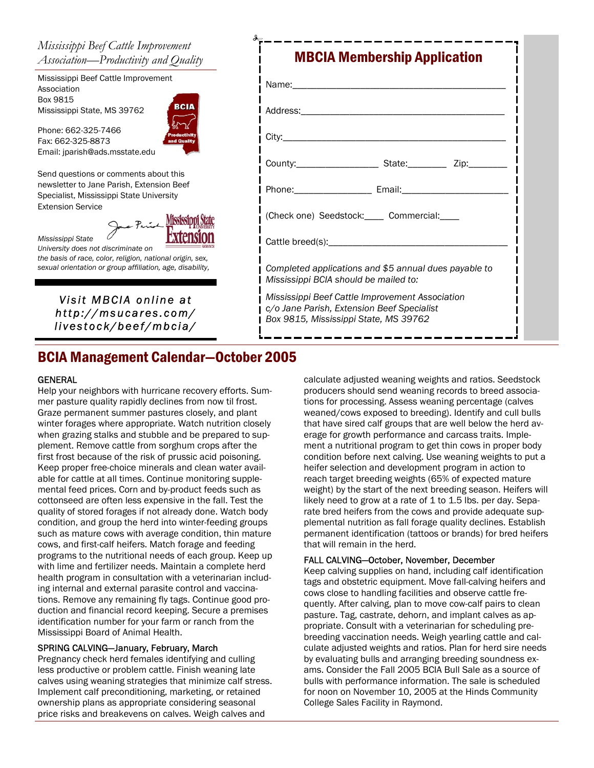*Mississippi Beef Cattle Improvement Association—Productivity and Quality*

Mississippi Beef Cattle Improvement Association
Box 9815
Mississippi State, MS 39762

Phone: 662-325-7466
Fax: 662-325-8873
Email: jparish@ads.msstate.edu

Send questions or comments about this newsletter to Jane Parish, Extension Beef Specialist, Mississippi State University Extension Service

*Mississippi State University does not discriminate on the basis of race, color, religion, national origin, sex, sexual orientation or group affiliation, age, disability,*

*Visit MBCIA online at http://msucares.com/livestock/beef/mbcia/*

## MBCIA Membership Application

Name:\_\_\_\_\_\_\_\_\_\_\_\_\_\_\_\_\_\_\_\_\_\_\_\_\_\_\_\_\_\_\_\_\_\_\_\_\_\_\_\_

Address:\_\_\_\_\_\_\_\_\_\_\_\_\_\_\_\_\_\_\_\_\_\_\_\_\_\_\_\_\_\_\_\_\_\_\_\_\_\_

City:\_\_\_\_\_\_\_\_\_\_\_\_\_\_\_\_\_\_\_\_\_\_\_\_\_\_\_\_\_\_\_\_\_\_\_\_\_\_\_\_\_\_

County:\_\_\_\_\_\_\_\_\_\_\_\_\_\_\_\_ State:\_\_\_\_\_\_\_\_ Zip:\_\_\_\_\_\_\_\_

Phone:\_\_\_\_\_\_\_\_\_\_\_\_\_\_\_\_ Email:\_\_\_\_\_\_\_\_\_\_\_\_\_\_\_\_\_\_\_\_\_

(Check one) Seedstock:\_\_\_\_ Commercial:\_\_\_\_

Cattle breed(s):\_\_\_\_\_\_\_\_\_\_\_\_\_\_\_\_\_\_\_\_\_\_\_\_\_\_\_\_\_\_\_\_\_\_\_\_

*Completed applications and $5 annual dues payable to Mississippi BCIA should be mailed to:*

*Mississippi Beef Cattle Improvement Association*
*c/o Jane Parish, Extension Beef Specialist*
*Box 9815, Mississippi State, MS 39762*

## BCIA Management Calendar—October 2005

### GENERAL

Help your neighbors with hurricane recovery efforts. Summer pasture quality rapidly declines from now til frost. Graze permanent summer pastures closely, and plant winter forages where appropriate. Watch nutrition closely when grazing stalks and stubble and be prepared to supplement. Remove cattle from sorghum crops after the first frost because of the risk of prussic acid poisoning. Keep proper free-choice minerals and clean water available for cattle at all times. Continue monitoring supplemental feed prices. Corn and by-product feeds such as cottonseed are often less expensive in the fall. Test the quality of stored forages if not already done. Watch body condition, and group the herd into winter-feeding groups such as mature cows with average condition, thin mature cows, and first-calf heifers. Match forage and feeding programs to the nutritional needs of each group. Keep up with lime and fertilizer needs. Maintain a complete herd health program in consultation with a veterinarian including internal and external parasite control and vaccinations. Remove any remaining fly tags. Continue good production and financial record keeping. Secure a premises identification number for your farm or ranch from the Mississippi Board of Animal Health.

### SPRING CALVING—January, February, March

Pregnancy check herd females identifying and culling less productive or problem cattle. Finish weaning late calves using weaning strategies that minimize calf stress. Implement calf preconditioning, marketing, or retained ownership plans as appropriate considering seasonal price risks and breakevens on calves. Weigh calves and calculate adjusted weaning weights and ratios. Seedstock producers should send weaning records to breed associations for processing. Assess weaning percentage (calves weaned/cows exposed to breeding). Identify and cull bulls that have sired calf groups that are well below the herd average for growth performance and carcass traits. Implement a nutritional program to get thin cows in proper body condition before next calving. Use weaning weights to put a heifer selection and development program in action to reach target breeding weights (65% of expected mature weight) by the start of the next breeding season. Heifers will likely need to grow at a rate of 1 to 1.5 lbs. per day. Separate bred heifers from the cows and provide adequate supplemental nutrition as fall forage quality declines. Establish permanent identification (tattoos or brands) for bred heifers that will remain in the herd.

### FALL CALVING—October, November, December

Keep calving supplies on hand, including calf identification tags and obstetric equipment. Move fall-calving heifers and cows close to handling facilities and observe cattle frequently. After calving, plan to move cow-calf pairs to clean pasture. Tag, castrate, dehorn, and implant calves as appropriate. Consult with a veterinarian for scheduling prebreeding vaccination needs. Weigh yearling cattle and calculate adjusted weights and ratios. Plan for herd sire needs by evaluating bulls and arranging breeding soundness exams. Consider the Fall 2005 BCIA Bull Sale as a source of bulls with performance information. The sale is scheduled for noon on November 10, 2005 at the Hinds Community College Sales Facility in Raymond.